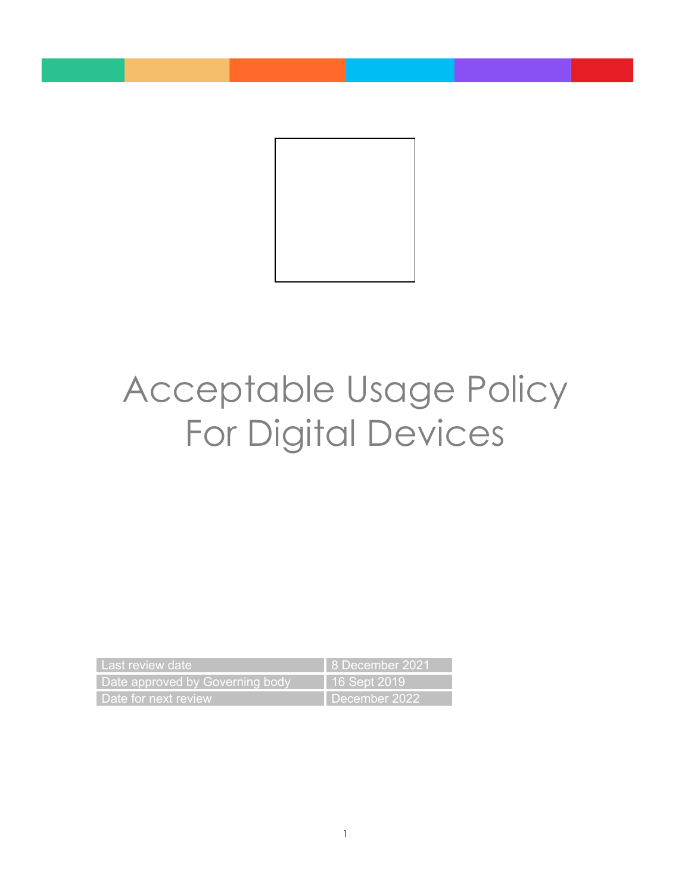# Acceptable Usage Policy For Digital Devices

| Last review date | 8 December 2021 |
| --- | --- |
| Date approved by Governing body | 16 Sept 2019 |
| Date for next review | December 2022 |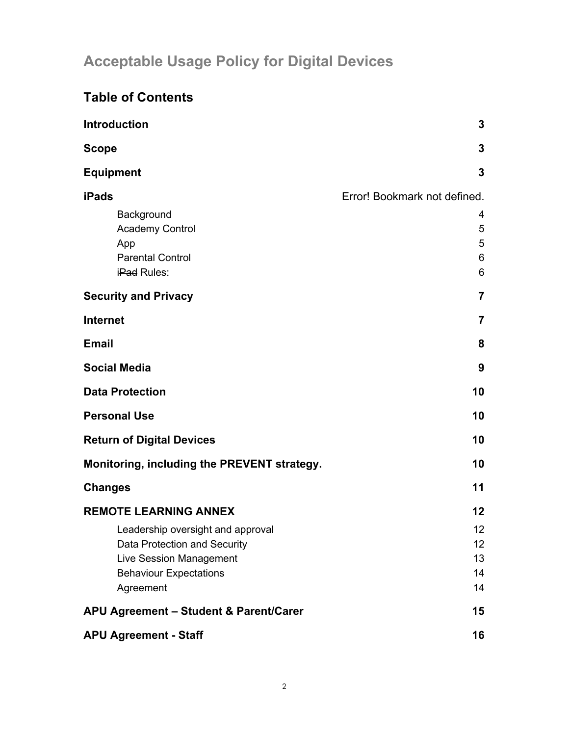# Acceptable Usage Policy for Digital Devices

## Table of Contents

| | |
|---|---|
| **Introduction** | **3** |
| **Scope** | **3** |
| **Equipment** | **3** |
| **iPads** | Error! Bookmark not defined. |
| Background | 4 |
| Academy Control | 5 |
| App | 5 |
| Parental Control | 6 |
| ~~iPad~~ Rules: | 6 |
| **Security and Privacy** | **7** |
| **Internet** | **7** |
| **Email** | **8** |
| **Social Media** | **9** |
| **Data Protection** | **10** |
| **Personal Use** | **10** |
| **Return of Digital Devices** | **10** |
| **Monitoring, including the PREVENT strategy.** | **10** |
| **Changes** | **11** |
| **REMOTE LEARNING ANNEX** | **12** |
| Leadership oversight and approval | 12 |
| Data Protection and Security | 12 |
| Live Session Management | 13 |
| Behaviour Expectations | 14 |
| Agreement | 14 |
| **APU Agreement – Student & Parent/Carer** | **15** |
| **APU Agreement - Staff** | **16** |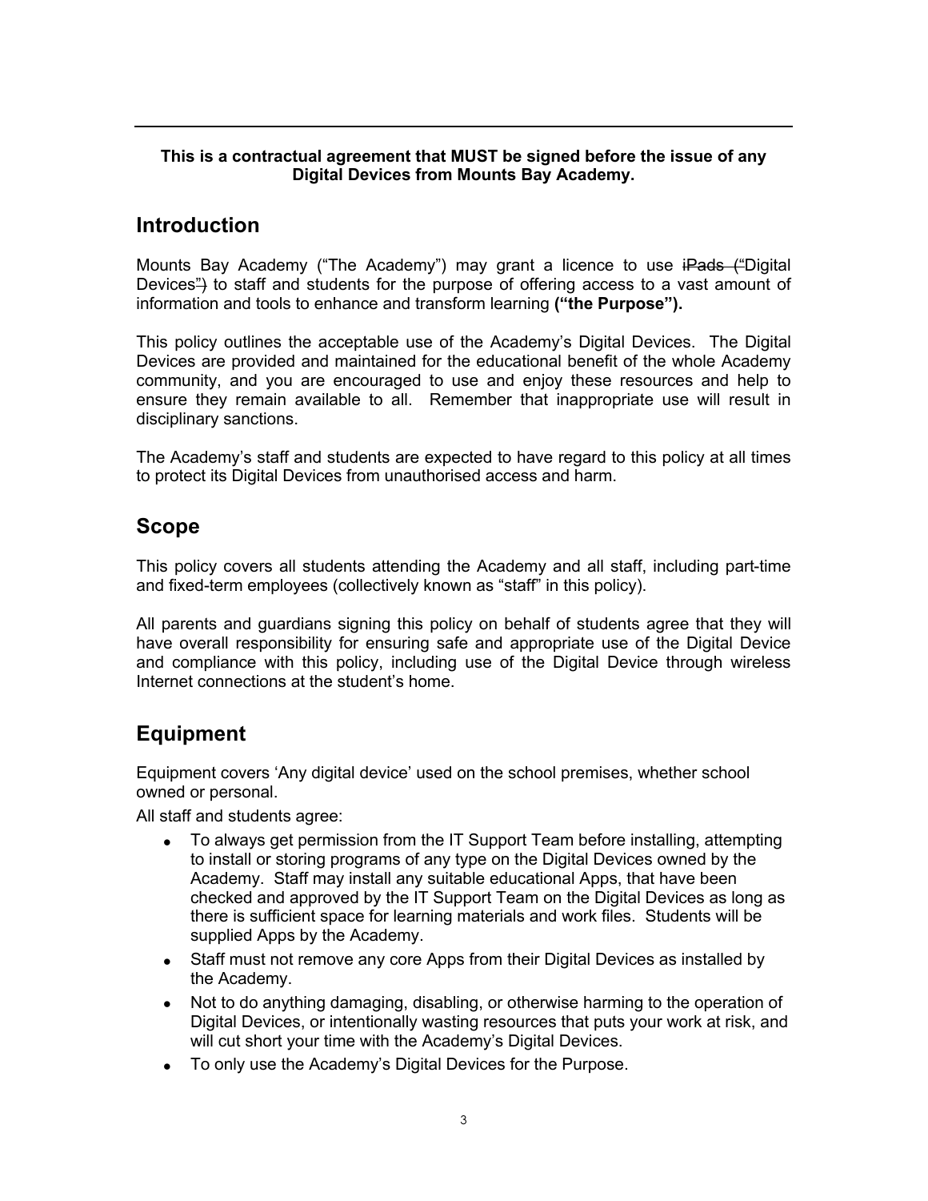**This is a contractual agreement that MUST be signed before the issue of any Digital Devices from Mounts Bay Academy.**

## Introduction

Mounts Bay Academy ("The Academy") may grant a licence to use ~~iPads ("~~Digital Devices~~")~~ to staff and students for the purpose of offering access to a vast amount of information and tools to enhance and transform learning **("the Purpose").**

This policy outlines the acceptable use of the Academy's Digital Devices. The Digital Devices are provided and maintained for the educational benefit of the whole Academy community, and you are encouraged to use and enjoy these resources and help to ensure they remain available to all. Remember that inappropriate use will result in disciplinary sanctions.

The Academy's staff and students are expected to have regard to this policy at all times to protect its Digital Devices from unauthorised access and harm.

## Scope

This policy covers all students attending the Academy and all staff, including part-time and fixed-term employees (collectively known as "staff" in this policy).

All parents and guardians signing this policy on behalf of students agree that they will have overall responsibility for ensuring safe and appropriate use of the Digital Device and compliance with this policy, including use of the Digital Device through wireless Internet connections at the student's home.

## Equipment

Equipment covers 'Any digital device' used on the school premises, whether school owned or personal.

All staff and students agree:

- To always get permission from the IT Support Team before installing, attempting to install or storing programs of any type on the Digital Devices owned by the Academy. Staff may install any suitable educational Apps, that have been checked and approved by the IT Support Team on the Digital Devices as long as there is sufficient space for learning materials and work files. Students will be supplied Apps by the Academy.
- Staff must not remove any core Apps from their Digital Devices as installed by the Academy.
- Not to do anything damaging, disabling, or otherwise harming to the operation of Digital Devices, or intentionally wasting resources that puts your work at risk, and will cut short your time with the Academy's Digital Devices.
- To only use the Academy's Digital Devices for the Purpose.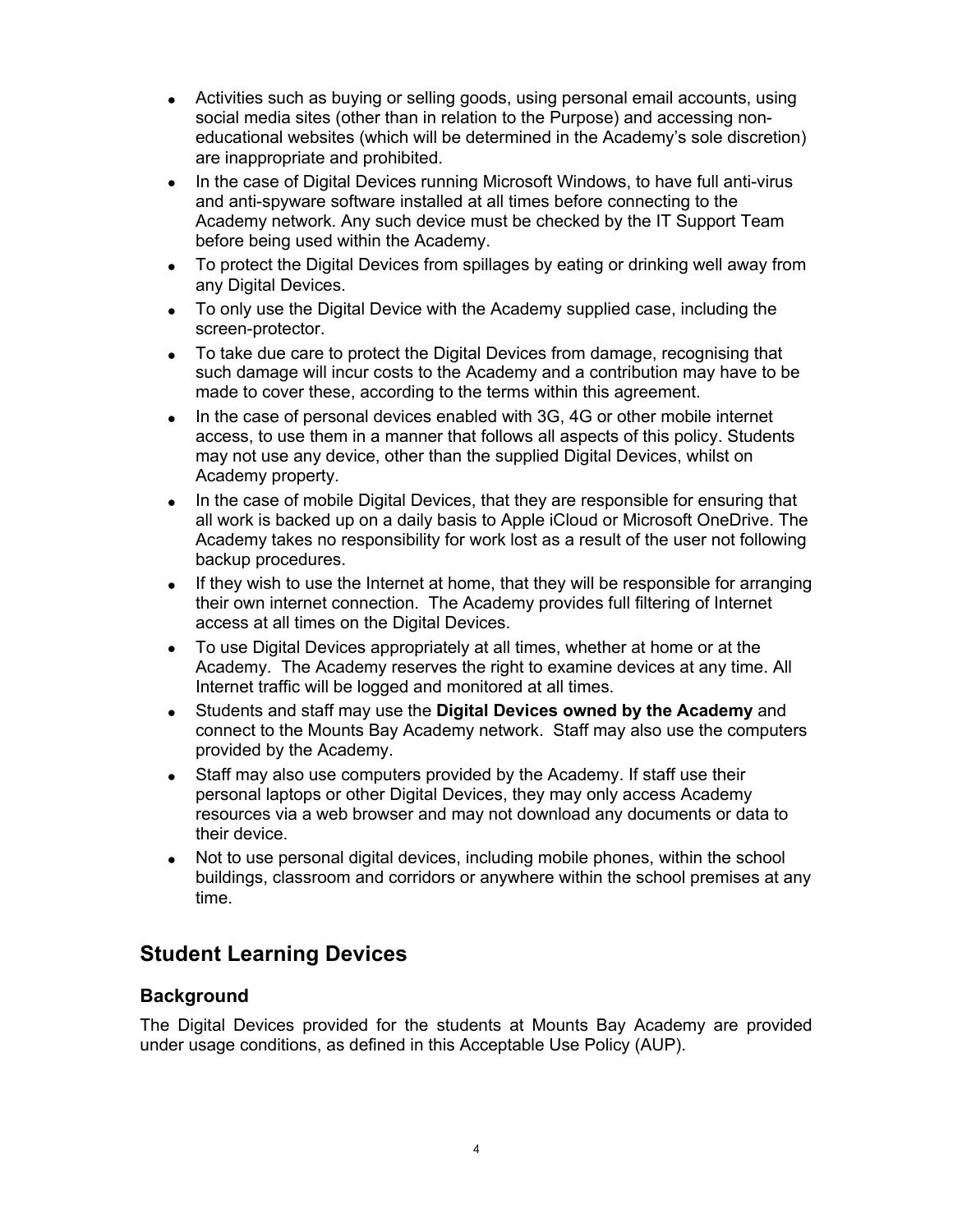- Activities such as buying or selling goods, using personal email accounts, using social media sites (other than in relation to the Purpose) and accessing non-educational websites (which will be determined in the Academy's sole discretion) are inappropriate and prohibited.
- In the case of Digital Devices running Microsoft Windows, to have full anti-virus and anti-spyware software installed at all times before connecting to the Academy network. Any such device must be checked by the IT Support Team before being used within the Academy.
- To protect the Digital Devices from spillages by eating or drinking well away from any Digital Devices.
- To only use the Digital Device with the Academy supplied case, including the screen-protector.
- To take due care to protect the Digital Devices from damage, recognising that such damage will incur costs to the Academy and a contribution may have to be made to cover these, according to the terms within this agreement.
- In the case of personal devices enabled with 3G, 4G or other mobile internet access, to use them in a manner that follows all aspects of this policy. Students may not use any device, other than the supplied Digital Devices, whilst on Academy property.
- In the case of mobile Digital Devices, that they are responsible for ensuring that all work is backed up on a daily basis to Apple iCloud or Microsoft OneDrive. The Academy takes no responsibility for work lost as a result of the user not following backup procedures.
- If they wish to use the Internet at home, that they will be responsible for arranging their own internet connection. The Academy provides full filtering of Internet access at all times on the Digital Devices.
- To use Digital Devices appropriately at all times, whether at home or at the Academy. The Academy reserves the right to examine devices at any time. All Internet traffic will be logged and monitored at all times.
- Students and staff may use the **Digital Devices owned by the Academy** and connect to the Mounts Bay Academy network. Staff may also use the computers provided by the Academy.
- Staff may also use computers provided by the Academy. If staff use their personal laptops or other Digital Devices, they may only access Academy resources via a web browser and may not download any documents or data to their device.
- Not to use personal digital devices, including mobile phones, within the school buildings, classroom and corridors or anywhere within the school premises at any time.

## Student Learning Devices

### Background

The Digital Devices provided for the students at Mounts Bay Academy are provided under usage conditions, as defined in this Acceptable Use Policy (AUP).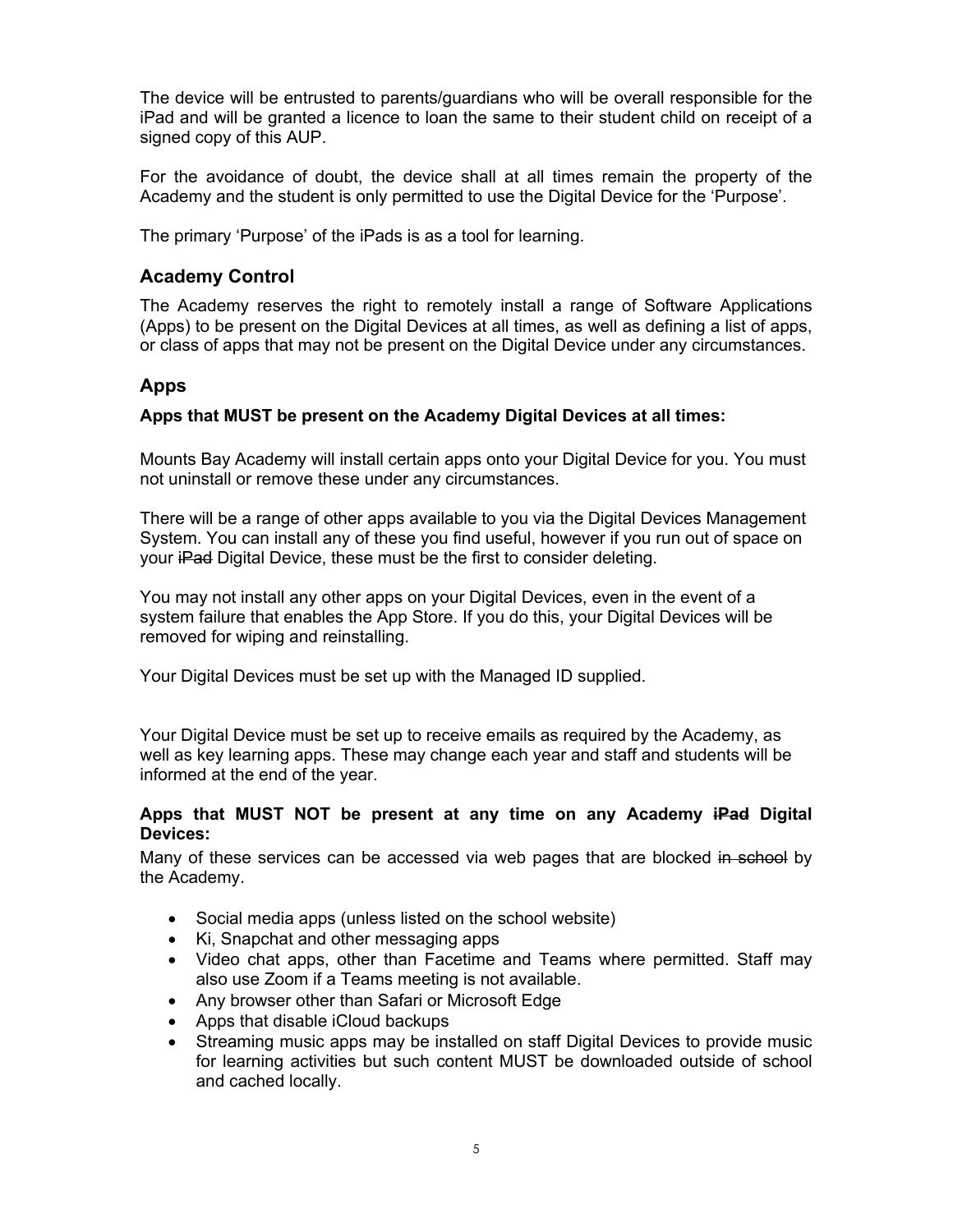The device will be entrusted to parents/guardians who will be overall responsible for the iPad and will be granted a licence to loan the same to their student child on receipt of a signed copy of this AUP.

For the avoidance of doubt, the device shall at all times remain the property of the Academy and the student is only permitted to use the Digital Device for the 'Purpose'.

The primary 'Purpose' of the iPads is as a tool for learning.

## Academy Control

The Academy reserves the right to remotely install a range of Software Applications (Apps) to be present on the Digital Devices at all times, as well as defining a list of apps, or class of apps that may not be present on the Digital Device under any circumstances.

## Apps

**Apps that MUST be present on the Academy Digital Devices at all times:**

Mounts Bay Academy will install certain apps onto your Digital Device for you. You must not uninstall or remove these under any circumstances.

There will be a range of other apps available to you via the Digital Devices Management System. You can install any of these you find useful, however if you run out of space on your ~~iPad~~ Digital Device, these must be the first to consider deleting.

You may not install any other apps on your Digital Devices, even in the event of a system failure that enables the App Store. If you do this, your Digital Devices will be removed for wiping and reinstalling.

Your Digital Devices must be set up with the Managed ID supplied.

Your Digital Device must be set up to receive emails as required by the Academy, as well as key learning apps. These may change each year and staff and students will be informed at the end of the year.

**Apps that MUST NOT be present at any time on any Academy ~~iPad~~ Digital Devices:**

Many of these services can be accessed via web pages that are blocked ~~in school~~ by the Academy.

- Social media apps (unless listed on the school website)
- Ki, Snapchat and other messaging apps
- Video chat apps, other than Facetime and Teams where permitted. Staff may also use Zoom if a Teams meeting is not available.
- Any browser other than Safari or Microsoft Edge
- Apps that disable iCloud backups
- Streaming music apps may be installed on staff Digital Devices to provide music for learning activities but such content MUST be downloaded outside of school and cached locally.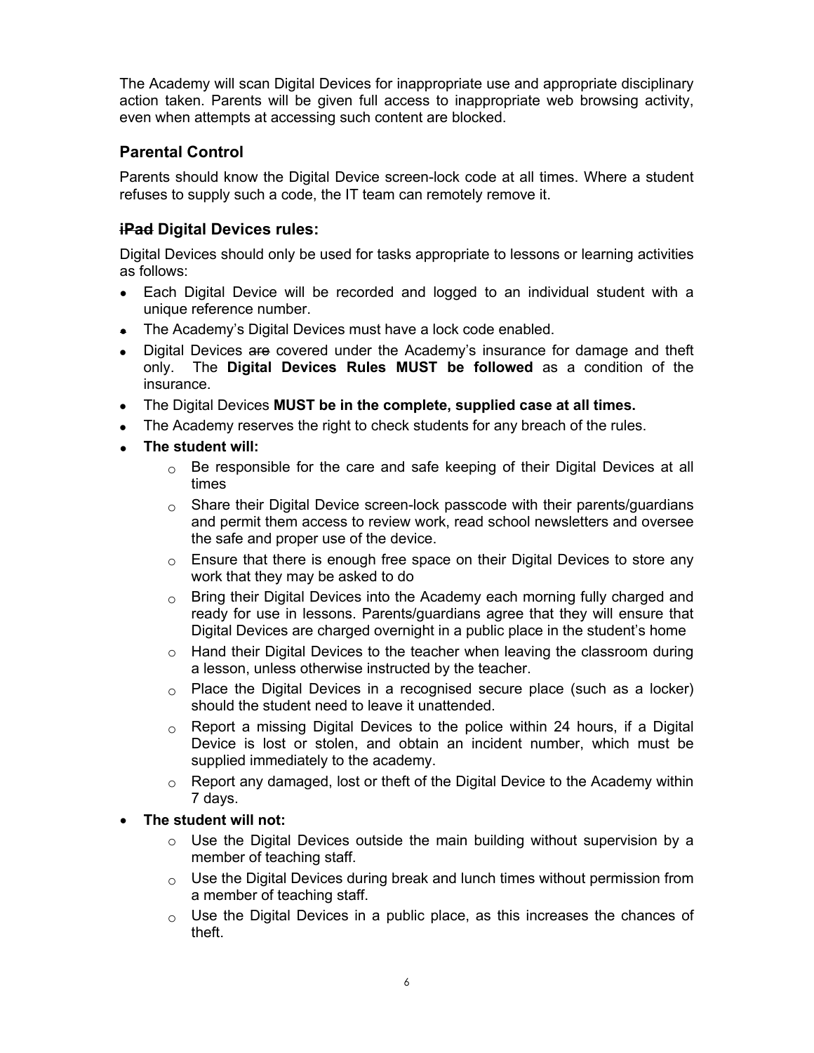The Academy will scan Digital Devices for inappropriate use and appropriate disciplinary action taken. Parents will be given full access to inappropriate web browsing activity, even when attempts at accessing such content are blocked.

## Parental Control

Parents should know the Digital Device screen-lock code at all times. Where a student refuses to supply such a code, the IT team can remotely remove it.

## ~~iPad~~ Digital Devices rules:

Digital Devices should only be used for tasks appropriate to lessons or learning activities as follows:

- Each Digital Device will be recorded and logged to an individual student with a unique reference number.
- The Academy's Digital Devices must have a lock code enabled.
- Digital Devices ~~are~~ covered under the Academy's insurance for damage and theft only. The **Digital Devices Rules MUST be followed** as a condition of the insurance.
- The Digital Devices **MUST be in the complete, supplied case at all times.**
- The Academy reserves the right to check students for any breach of the rules.
- **The student will:**
  - Be responsible for the care and safe keeping of their Digital Devices at all times
  - Share their Digital Device screen-lock passcode with their parents/guardians and permit them access to review work, read school newsletters and oversee the safe and proper use of the device.
  - Ensure that there is enough free space on their Digital Devices to store any work that they may be asked to do
  - Bring their Digital Devices into the Academy each morning fully charged and ready for use in lessons. Parents/guardians agree that they will ensure that Digital Devices are charged overnight in a public place in the student's home
  - Hand their Digital Devices to the teacher when leaving the classroom during a lesson, unless otherwise instructed by the teacher.
  - Place the Digital Devices in a recognised secure place (such as a locker) should the student need to leave it unattended.
  - Report a missing Digital Devices to the police within 24 hours, if a Digital Device is lost or stolen, and obtain an incident number, which must be supplied immediately to the academy.
  - Report any damaged, lost or theft of the Digital Device to the Academy within 7 days.
- **The student will not:**
  - Use the Digital Devices outside the main building without supervision by a member of teaching staff.
  - Use the Digital Devices during break and lunch times without permission from a member of teaching staff.
  - Use the Digital Devices in a public place, as this increases the chances of theft.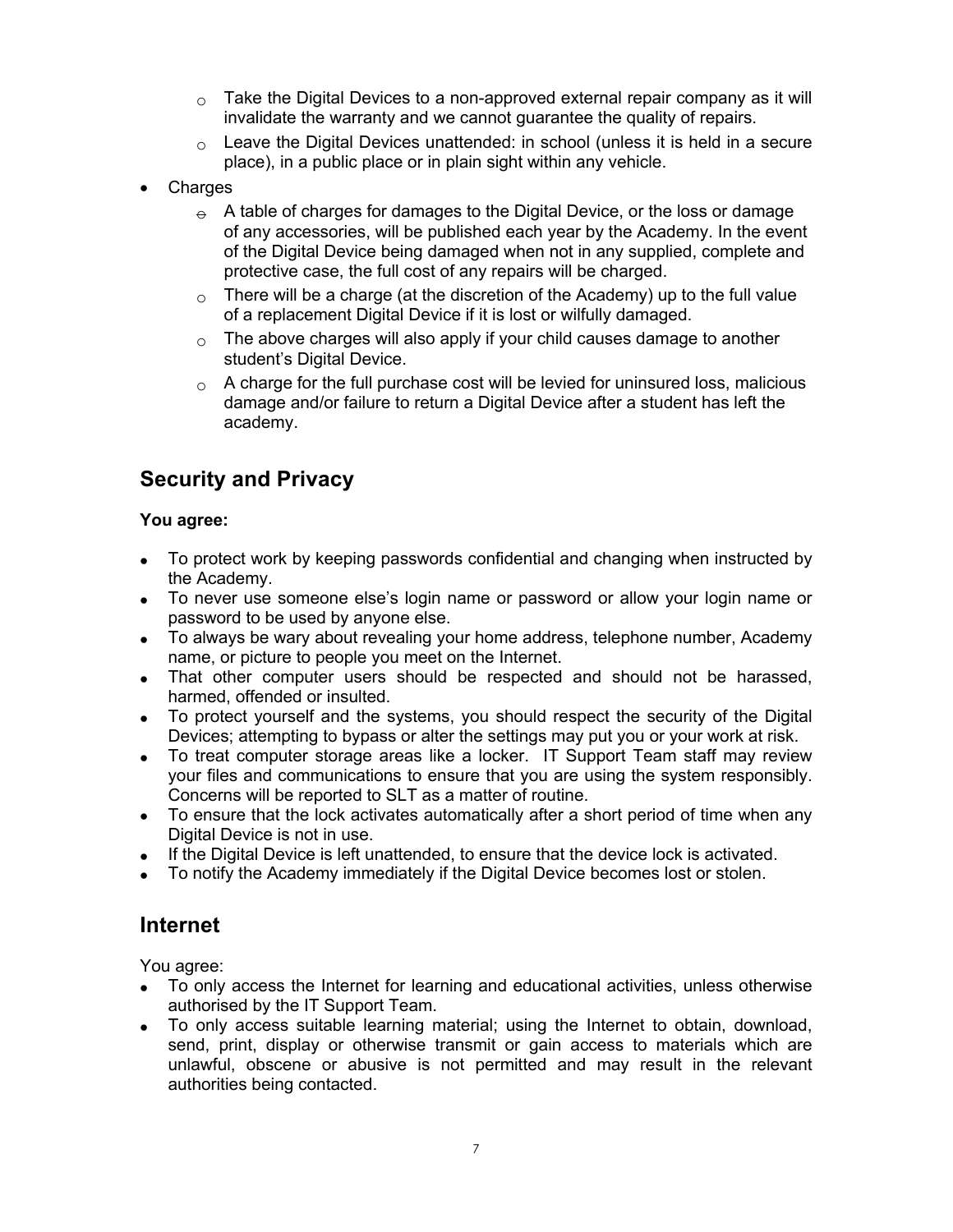- Take the Digital Devices to a non-approved external repair company as it will invalidate the warranty and we cannot guarantee the quality of repairs.
  - Leave the Digital Devices unattended: in school (unless it is held in a secure place), in a public place or in plain sight within any vehicle.
- Charges
  - A table of charges for damages to the Digital Device, or the loss or damage of any accessories, will be published each year by the Academy. In the event of the Digital Device being damaged when not in any supplied, complete and protective case, the full cost of any repairs will be charged.
  - There will be a charge (at the discretion of the Academy) up to the full value of a replacement Digital Device if it is lost or wilfully damaged.
  - The above charges will also apply if your child causes damage to another student's Digital Device.
  - A charge for the full purchase cost will be levied for uninsured loss, malicious damage and/or failure to return a Digital Device after a student has left the academy.

## Security and Privacy

**You agree:**

- To protect work by keeping passwords confidential and changing when instructed by the Academy.
- To never use someone else's login name or password or allow your login name or password to be used by anyone else.
- To always be wary about revealing your home address, telephone number, Academy name, or picture to people you meet on the Internet.
- That other computer users should be respected and should not be harassed, harmed, offended or insulted.
- To protect yourself and the systems, you should respect the security of the Digital Devices; attempting to bypass or alter the settings may put you or your work at risk.
- To treat computer storage areas like a locker. IT Support Team staff may review your files and communications to ensure that you are using the system responsibly. Concerns will be reported to SLT as a matter of routine.
- To ensure that the lock activates automatically after a short period of time when any Digital Device is not in use.
- If the Digital Device is left unattended, to ensure that the device lock is activated.
- To notify the Academy immediately if the Digital Device becomes lost or stolen.

## Internet

You agree:

- To only access the Internet for learning and educational activities, unless otherwise authorised by the IT Support Team.
- To only access suitable learning material; using the Internet to obtain, download, send, print, display or otherwise transmit or gain access to materials which are unlawful, obscene or abusive is not permitted and may result in the relevant authorities being contacted.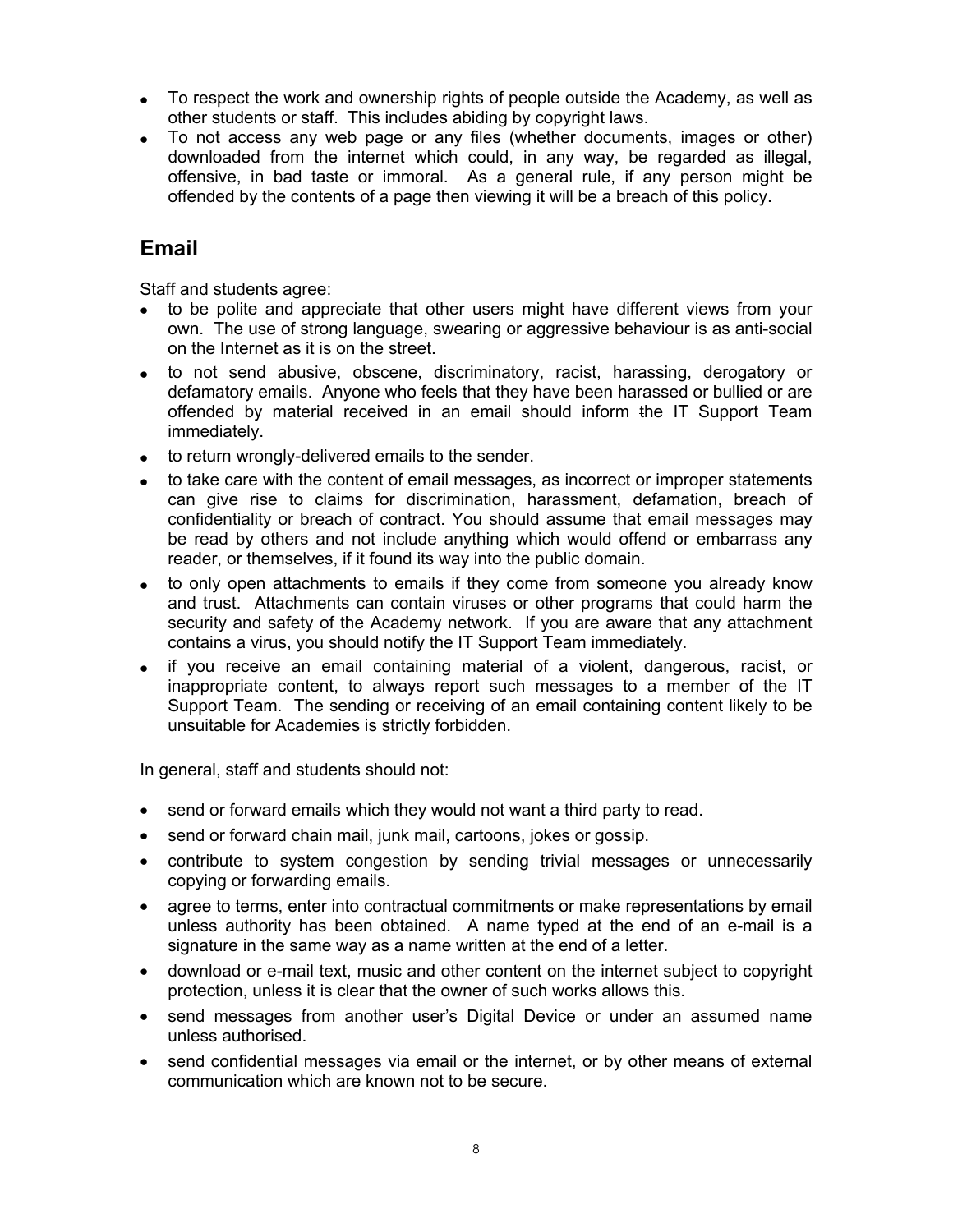- To respect the work and ownership rights of people outside the Academy, as well as other students or staff. This includes abiding by copyright laws.
- To not access any web page or any files (whether documents, images or other) downloaded from the internet which could, in any way, be regarded as illegal, offensive, in bad taste or immoral. As a general rule, if any person might be offended by the contents of a page then viewing it will be a breach of this policy.

## Email

Staff and students agree:

- to be polite and appreciate that other users might have different views from your own. The use of strong language, swearing or aggressive behaviour is as anti-social on the Internet as it is on the street.
- to not send abusive, obscene, discriminatory, racist, harassing, derogatory or defamatory emails. Anyone who feels that they have been harassed or bullied or are offended by material received in an email should inform the IT Support Team immediately.
- to return wrongly-delivered emails to the sender.
- to take care with the content of email messages, as incorrect or improper statements can give rise to claims for discrimination, harassment, defamation, breach of confidentiality or breach of contract. You should assume that email messages may be read by others and not include anything which would offend or embarrass any reader, or themselves, if it found its way into the public domain.
- to only open attachments to emails if they come from someone you already know and trust. Attachments can contain viruses or other programs that could harm the security and safety of the Academy network. If you are aware that any attachment contains a virus, you should notify the IT Support Team immediately.
- if you receive an email containing material of a violent, dangerous, racist, or inappropriate content, to always report such messages to a member of the IT Support Team. The sending or receiving of an email containing content likely to be unsuitable for Academies is strictly forbidden.

In general, staff and students should not:

- send or forward emails which they would not want a third party to read.
- send or forward chain mail, junk mail, cartoons, jokes or gossip.
- contribute to system congestion by sending trivial messages or unnecessarily copying or forwarding emails.
- agree to terms, enter into contractual commitments or make representations by email unless authority has been obtained. A name typed at the end of an e-mail is a signature in the same way as a name written at the end of a letter.
- download or e-mail text, music and other content on the internet subject to copyright protection, unless it is clear that the owner of such works allows this.
- send messages from another user's Digital Device or under an assumed name unless authorised.
- send confidential messages via email or the internet, or by other means of external communication which are known not to be secure.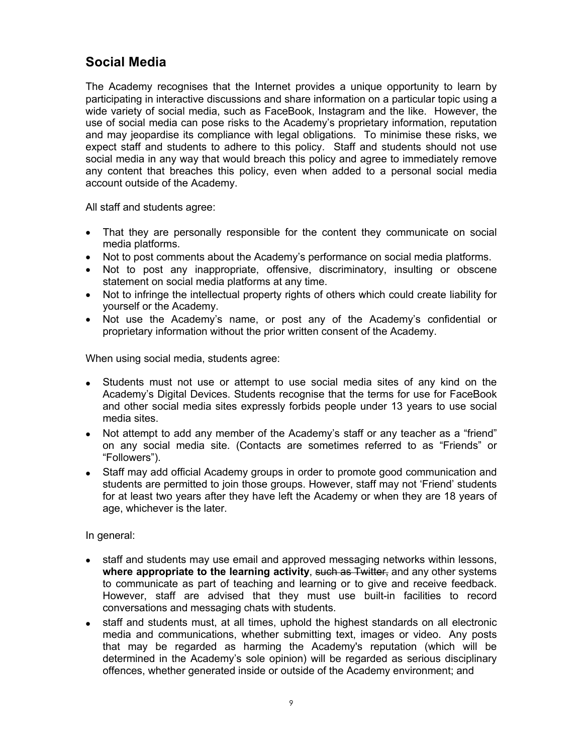## Social Media

The Academy recognises that the Internet provides a unique opportunity to learn by participating in interactive discussions and share information on a particular topic using a wide variety of social media, such as FaceBook, Instagram and the like. However, the use of social media can pose risks to the Academy's proprietary information, reputation and may jeopardise its compliance with legal obligations. To minimise these risks, we expect staff and students to adhere to this policy. Staff and students should not use social media in any way that would breach this policy and agree to immediately remove any content that breaches this policy, even when added to a personal social media account outside of the Academy.

All staff and students agree:

- That they are personally responsible for the content they communicate on social media platforms.
- Not to post comments about the Academy's performance on social media platforms.
- Not to post any inappropriate, offensive, discriminatory, insulting or obscene statement on social media platforms at any time.
- Not to infringe the intellectual property rights of others which could create liability for yourself or the Academy.
- Not use the Academy's name, or post any of the Academy's confidential or proprietary information without the prior written consent of the Academy.

When using social media, students agree:

- Students must not use or attempt to use social media sites of any kind on the Academy's Digital Devices. Students recognise that the terms for use for FaceBook and other social media sites expressly forbids people under 13 years to use social media sites.
- Not attempt to add any member of the Academy's staff or any teacher as a "friend" on any social media site. (Contacts are sometimes referred to as "Friends" or "Followers").
- Staff may add official Academy groups in order to promote good communication and students are permitted to join those groups. However, staff may not 'Friend' students for at least two years after they have left the Academy or when they are 18 years of age, whichever is the later.

In general:

- staff and students may use email and approved messaging networks within lessons, **where appropriate to the learning activity**, ~~such as Twitter,~~ and any other systems to communicate as part of teaching and learning or to give and receive feedback. However, staff are advised that they must use built-in facilities to record conversations and messaging chats with students.
- staff and students must, at all times, uphold the highest standards on all electronic media and communications, whether submitting text, images or video. Any posts that may be regarded as harming the Academy's reputation (which will be determined in the Academy's sole opinion) will be regarded as serious disciplinary offences, whether generated inside or outside of the Academy environment; and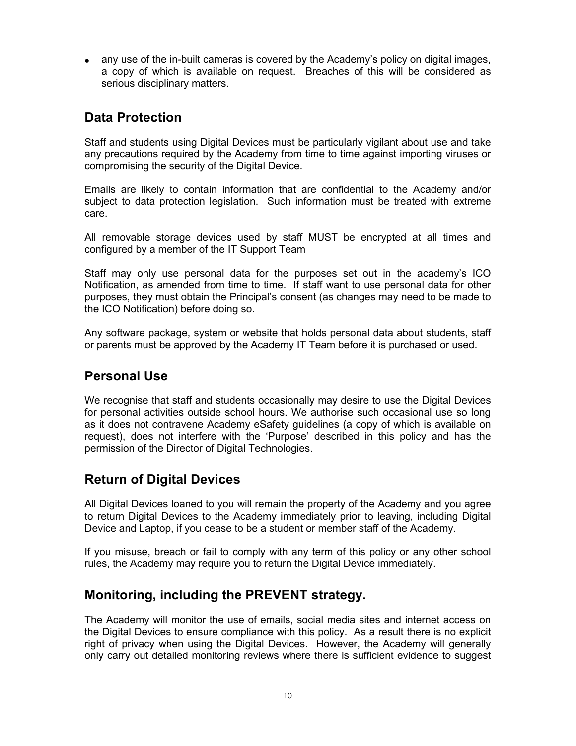- any use of the in-built cameras is covered by the Academy's policy on digital images, a copy of which is available on request. Breaches of this will be considered as serious disciplinary matters.

## Data Protection

Staff and students using Digital Devices must be particularly vigilant about use and take any precautions required by the Academy from time to time against importing viruses or compromising the security of the Digital Device.

Emails are likely to contain information that are confidential to the Academy and/or subject to data protection legislation. Such information must be treated with extreme care.

All removable storage devices used by staff MUST be encrypted at all times and configured by a member of the IT Support Team

Staff may only use personal data for the purposes set out in the academy's ICO Notification, as amended from time to time. If staff want to use personal data for other purposes, they must obtain the Principal's consent (as changes may need to be made to the ICO Notification) before doing so.

Any software package, system or website that holds personal data about students, staff or parents must be approved by the Academy IT Team before it is purchased or used.

## Personal Use

We recognise that staff and students occasionally may desire to use the Digital Devices for personal activities outside school hours. We authorise such occasional use so long as it does not contravene Academy eSafety guidelines (a copy of which is available on request), does not interfere with the 'Purpose' described in this policy and has the permission of the Director of Digital Technologies.

## Return of Digital Devices

All Digital Devices loaned to you will remain the property of the Academy and you agree to return Digital Devices to the Academy immediately prior to leaving, including Digital Device and Laptop, if you cease to be a student or member staff of the Academy.

If you misuse, breach or fail to comply with any term of this policy or any other school rules, the Academy may require you to return the Digital Device immediately.

## Monitoring, including the PREVENT strategy.

The Academy will monitor the use of emails, social media sites and internet access on the Digital Devices to ensure compliance with this policy. As a result there is no explicit right of privacy when using the Digital Devices. However, the Academy will generally only carry out detailed monitoring reviews where there is sufficient evidence to suggest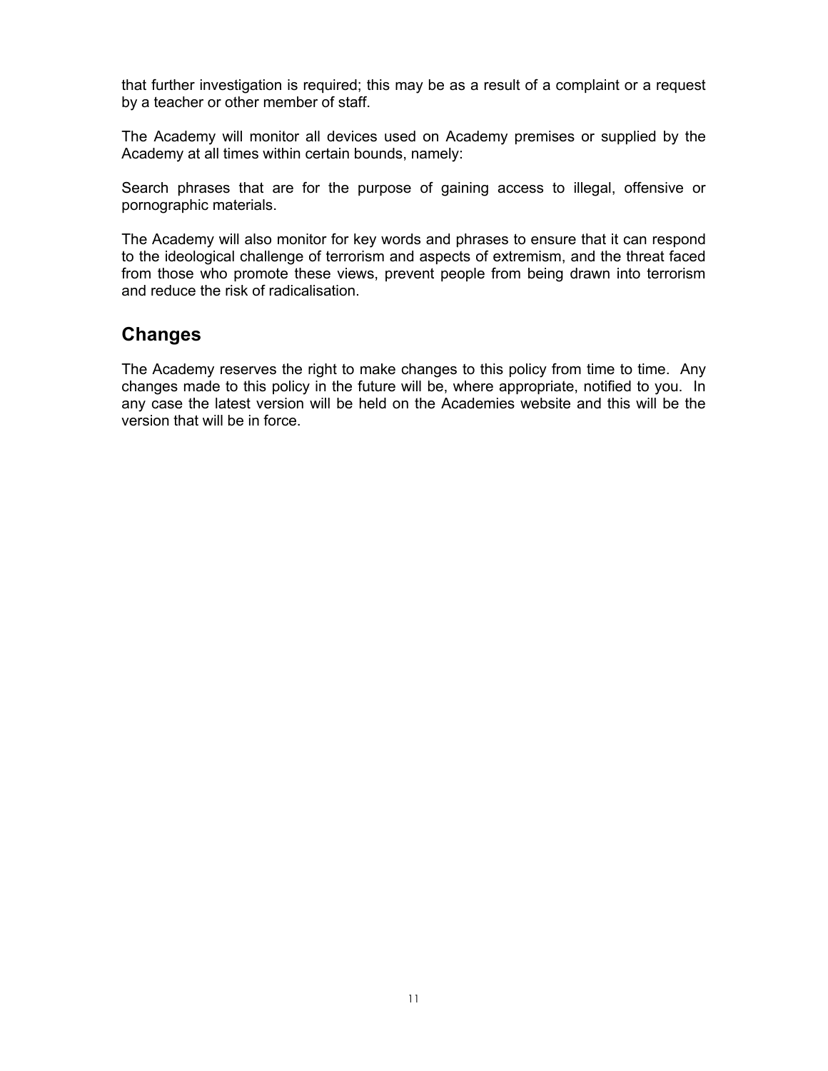that further investigation is required; this may be as a result of a complaint or a request by a teacher or other member of staff.

The Academy will monitor all devices used on Academy premises or supplied by the Academy at all times within certain bounds, namely:

Search phrases that are for the purpose of gaining access to illegal, offensive or pornographic materials.

The Academy will also monitor for key words and phrases to ensure that it can respond to the ideological challenge of terrorism and aspects of extremism, and the threat faced from those who promote these views, prevent people from being drawn into terrorism and reduce the risk of radicalisation.

## Changes

The Academy reserves the right to make changes to this policy from time to time. Any changes made to this policy in the future will be, where appropriate, notified to you. In any case the latest version will be held on the Academies website and this will be the version that will be in force.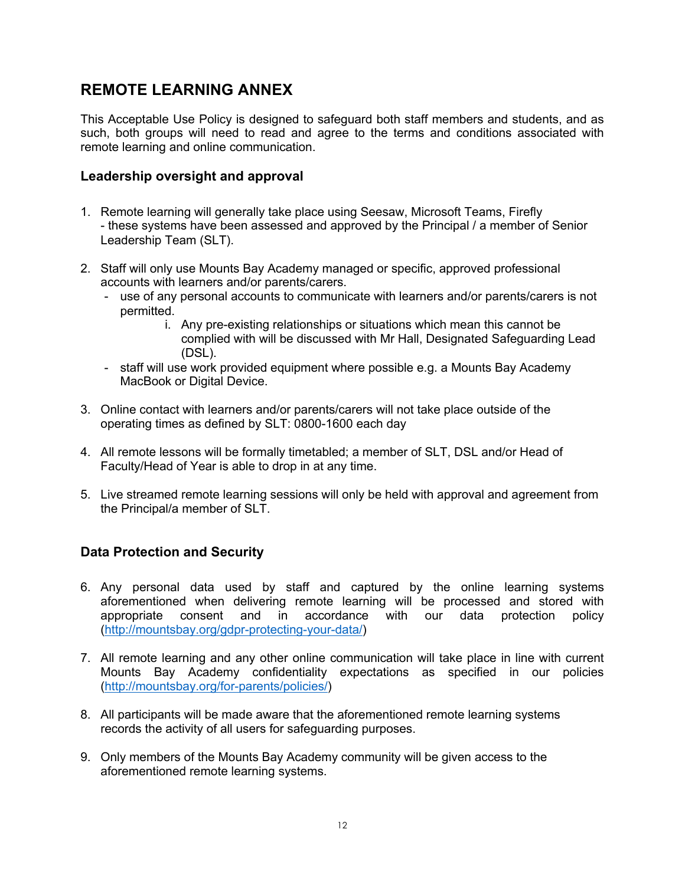## REMOTE LEARNING ANNEX

This Acceptable Use Policy is designed to safeguard both staff members and students, and as such, both groups will need to read and agree to the terms and conditions associated with remote learning and online communication.

### Leadership oversight and approval

1. Remote learning will generally take place using Seesaw, Microsoft Teams, Firefly - these systems have been assessed and approved by the Principal / a member of Senior Leadership Team (SLT).

2. Staff will only use Mounts Bay Academy managed or specific, approved professional accounts with learners and/or parents/carers.
   - use of any personal accounts to communicate with learners and/or parents/carers is not permitted.
     i. Any pre-existing relationships or situations which mean this cannot be complied with will be discussed with Mr Hall, Designated Safeguarding Lead (DSL).
   - staff will use work provided equipment where possible e.g. a Mounts Bay Academy MacBook or Digital Device.

3. Online contact with learners and/or parents/carers will not take place outside of the operating times as defined by SLT: 0800-1600 each day

4. All remote lessons will be formally timetabled; a member of SLT, DSL and/or Head of Faculty/Head of Year is able to drop in at any time.

5. Live streamed remote learning sessions will only be held with approval and agreement from the Principal/a member of SLT.

### Data Protection and Security

6. Any personal data used by staff and captured by the online learning systems aforementioned when delivering remote learning will be processed and stored with appropriate consent and in accordance with our data protection policy (http://mountsbay.org/gdpr-protecting-your-data/)

7. All remote learning and any other online communication will take place in line with current Mounts Bay Academy confidentiality expectations as specified in our policies (http://mountsbay.org/for-parents/policies/)

8. All participants will be made aware that the aforementioned remote learning systems records the activity of all users for safeguarding purposes.

9. Only members of the Mounts Bay Academy community will be given access to the aforementioned remote learning systems.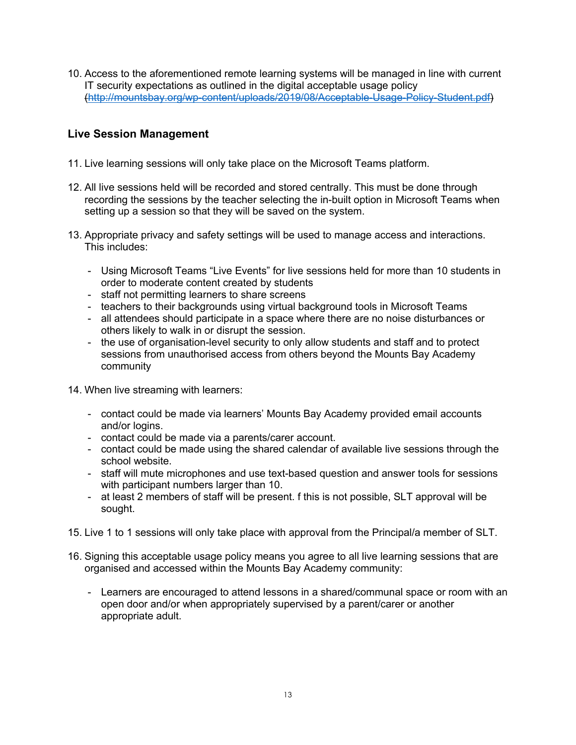10. Access to the aforementioned remote learning systems will be managed in line with current IT security expectations as outlined in the digital acceptable usage policy (http://mountsbay.org/wp-content/uploads/2019/08/Acceptable-Usage-Policy-Student.pdf)

## Live Session Management

11. Live learning sessions will only take place on the Microsoft Teams platform.

12. All live sessions held will be recorded and stored centrally. This must be done through recording the sessions by the teacher selecting the in-built option in Microsoft Teams when setting up a session so that they will be saved on the system.

13. Appropriate privacy and safety settings will be used to manage access and interactions. This includes:

    - Using Microsoft Teams “Live Events” for live sessions held for more than 10 students in order to moderate content created by students
    - staff not permitting learners to share screens
    - teachers to their backgrounds using virtual background tools in Microsoft Teams
    - all attendees should participate in a space where there are no noise disturbances or others likely to walk in or disrupt the session.
    - the use of organisation-level security to only allow students and staff and to protect sessions from unauthorised access from others beyond the Mounts Bay Academy community

14. When live streaming with learners:

    - contact could be made via learners’ Mounts Bay Academy provided email accounts and/or logins.
    - contact could be made via a parents/carer account.
    - contact could be made using the shared calendar of available live sessions through the school website.
    - staff will mute microphones and use text-based question and answer tools for sessions with participant numbers larger than 10.
    - at least 2 members of staff will be present. f this is not possible, SLT approval will be sought.

15. Live 1 to 1 sessions will only take place with approval from the Principal/a member of SLT.

16. Signing this acceptable usage policy means you agree to all live learning sessions that are organised and accessed within the Mounts Bay Academy community:

    - Learners are encouraged to attend lessons in a shared/communal space or room with an open door and/or when appropriately supervised by a parent/carer or another appropriate adult.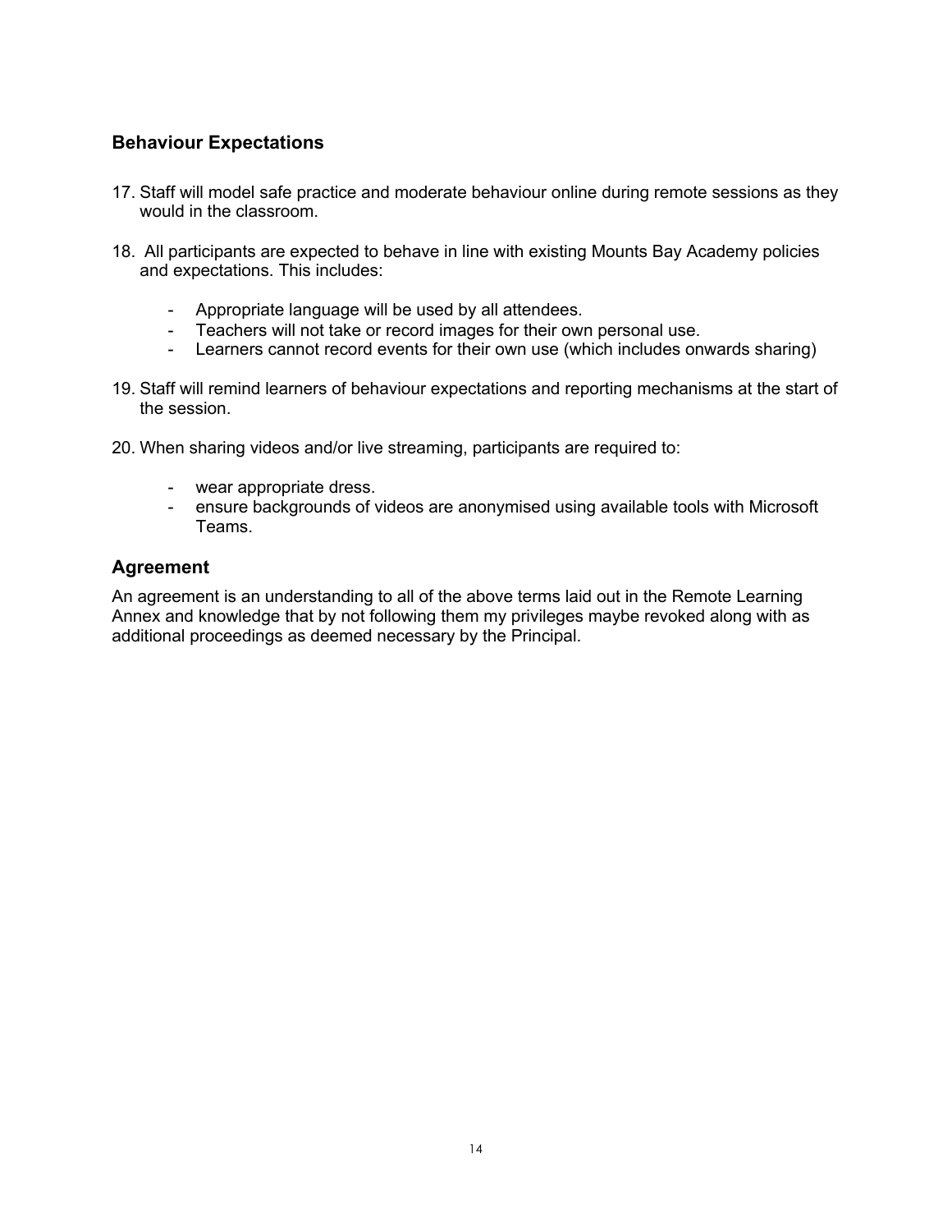### Behaviour Expectations

17. Staff will model safe practice and moderate behaviour online during remote sessions as they would in the classroom.

18. All participants are expected to behave in line with existing Mounts Bay Academy policies and expectations. This includes:

    - Appropriate language will be used by all attendees.
    - Teachers will not take or record images for their own personal use.
    - Learners cannot record events for their own use (which includes onwards sharing)

19. Staff will remind learners of behaviour expectations and reporting mechanisms at the start of the session.

20. When sharing videos and/or live streaming, participants are required to:

    - wear appropriate dress.
    - ensure backgrounds of videos are anonymised using available tools with Microsoft Teams.

## Agreement

An agreement is an understanding to all of the above terms laid out in the Remote Learning Annex and knowledge that by not following them my privileges maybe revoked along with as additional proceedings as deemed necessary by the Principal.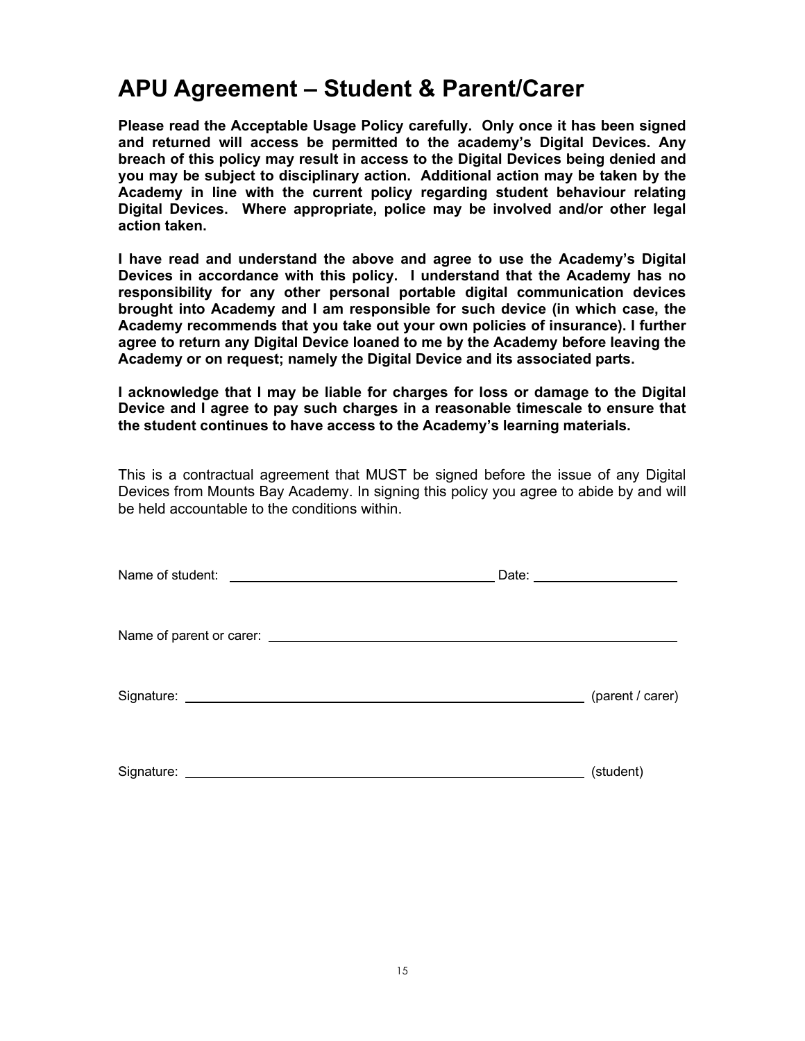# APU Agreement – Student & Parent/Carer

**Please read the Acceptable Usage Policy carefully. Only once it has been signed and returned will access be permitted to the academy's Digital Devices. Any breach of this policy may result in access to the Digital Devices being denied and you may be subject to disciplinary action. Additional action may be taken by the Academy in line with the current policy regarding student behaviour relating Digital Devices. Where appropriate, police may be involved and/or other legal action taken.**

**I have read and understand the above and agree to use the Academy's Digital Devices in accordance with this policy. I understand that the Academy has no responsibility for any other personal portable digital communication devices brought into Academy and I am responsible for such device (in which case, the Academy recommends that you take out your own policies of insurance). I further agree to return any Digital Device loaned to me by the Academy before leaving the Academy or on request; namely the Digital Device and its associated parts.**

**I acknowledge that I may be liable for charges for loss or damage to the Digital Device and I agree to pay such charges in a reasonable timescale to ensure that the student continues to have access to the Academy's learning materials.**

This is a contractual agreement that MUST be signed before the issue of any Digital Devices from Mounts Bay Academy. In signing this policy you agree to abide by and will be held accountable to the conditions within.

Name of student: ______________________________ Date: ____________________

Name of parent or carer: ______________________________________________

Signature: ______________________________________________ (parent / carer)

Signature: ______________________________________________ (student)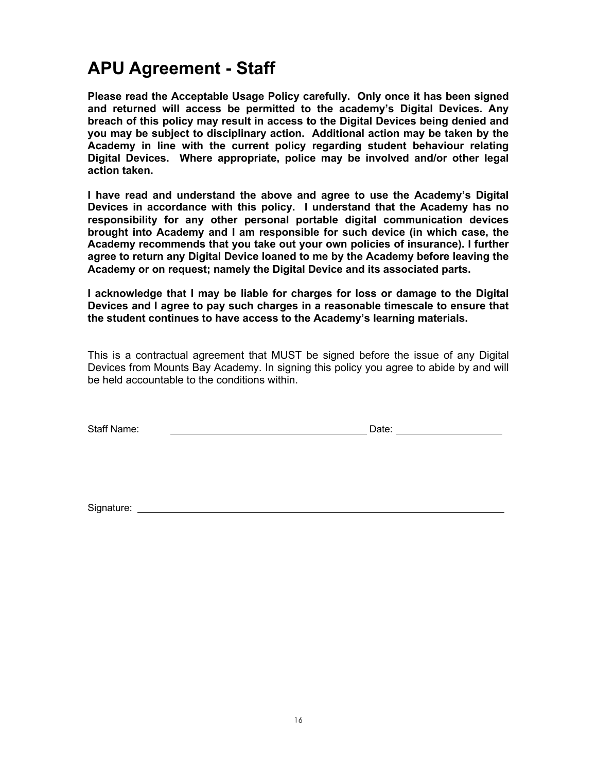# APU Agreement - Staff

**Please read the Acceptable Usage Policy carefully. Only once it has been signed and returned will access be permitted to the academy's Digital Devices. Any breach of this policy may result in access to the Digital Devices being denied and you may be subject to disciplinary action. Additional action may be taken by the Academy in line with the current policy regarding student behaviour relating Digital Devices. Where appropriate, police may be involved and/or other legal action taken.**

**I have read and understand the above and agree to use the Academy's Digital Devices in accordance with this policy. I understand that the Academy has no responsibility for any other personal portable digital communication devices brought into Academy and I am responsible for such device (in which case, the Academy recommends that you take out your own policies of insurance). I further agree to return any Digital Device loaned to me by the Academy before leaving the Academy or on request; namely the Digital Device and its associated parts.**

**I acknowledge that I may be liable for charges for loss or damage to the Digital Devices and I agree to pay such charges in a reasonable timescale to ensure that the student continues to have access to the Academy's learning materials.**

This is a contractual agreement that MUST be signed before the issue of any Digital Devices from Mounts Bay Academy. In signing this policy you agree to abide by and will be held accountable to the conditions within.

Staff Name: ____________________________________ Date: ____________________

Signature: ______________________________________________________________________